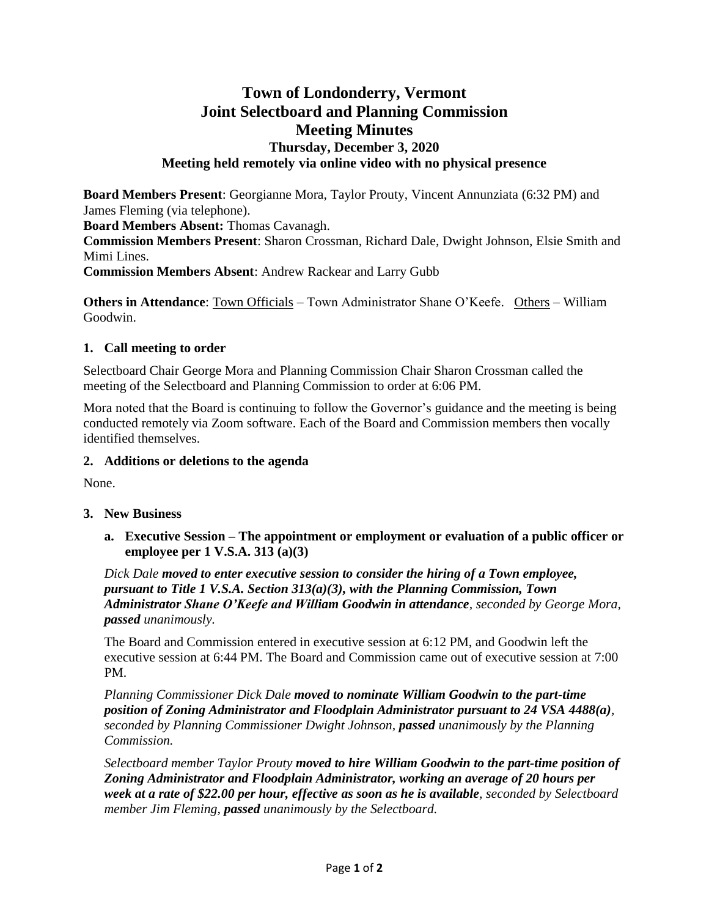# Town of Londonderry, Vermont
# Joint Selectboard and Planning Commission
# Meeting Minutes
### Thursday, December 3, 2020
### Meeting held remotely via online video with no physical presence

**Board Members Present**: Georgianne Mora, Taylor Prouty, Vincent Annunziata (6:32 PM) and James Fleming (via telephone).
**Board Members Absent:** Thomas Cavanagh.
**Commission Members Present**: Sharon Crossman, Richard Dale, Dwight Johnson, Elsie Smith and Mimi Lines.
**Commission Members Absent**: Andrew Rackear and Larry Gubb

**Others in Attendance**: Town Officials – Town Administrator Shane O'Keefe. Others – William Goodwin.

### 1. Call meeting to order

Selectboard Chair George Mora and Planning Commission Chair Sharon Crossman called the meeting of the Selectboard and Planning Commission to order at 6:06 PM.

Mora noted that the Board is continuing to follow the Governor's guidance and the meeting is being conducted remotely via Zoom software. Each of the Board and Commission members then vocally identified themselves.

### 2. Additions or deletions to the agenda

None.

### 3. New Business

#### a. Executive Session – The appointment or employment or evaluation of a public officer or employee per 1 V.S.A. 313 (a)(3)

*Dick Dale* ***moved to enter executive session to consider the hiring of a Town employee, pursuant to Title 1 V.S.A. Section 313(a)(3), with the Planning Commission, Town Administrator Shane O'Keefe and William Goodwin in attendance****, seconded by George Mora,* ***passed*** *unanimously.*

The Board and Commission entered in executive session at 6:12 PM, and Goodwin left the executive session at 6:44 PM. The Board and Commission came out of executive session at 7:00 PM.

*Planning Commissioner Dick Dale* ***moved to nominate William Goodwin to the part-time position of Zoning Administrator and Floodplain Administrator pursuant to 24 VSA 4488(a)****, seconded by Planning Commissioner Dwight Johnson,* ***passed*** *unanimously by the Planning Commission.*

*Selectboard member Taylor Prouty* ***moved to hire William Goodwin to the part-time position of Zoning Administrator and Floodplain Administrator, working an average of 20 hours per week at a rate of $22.00 per hour, effective as soon as he is available****, seconded by Selectboard member Jim Fleming,* ***passed*** *unanimously by the Selectboard.*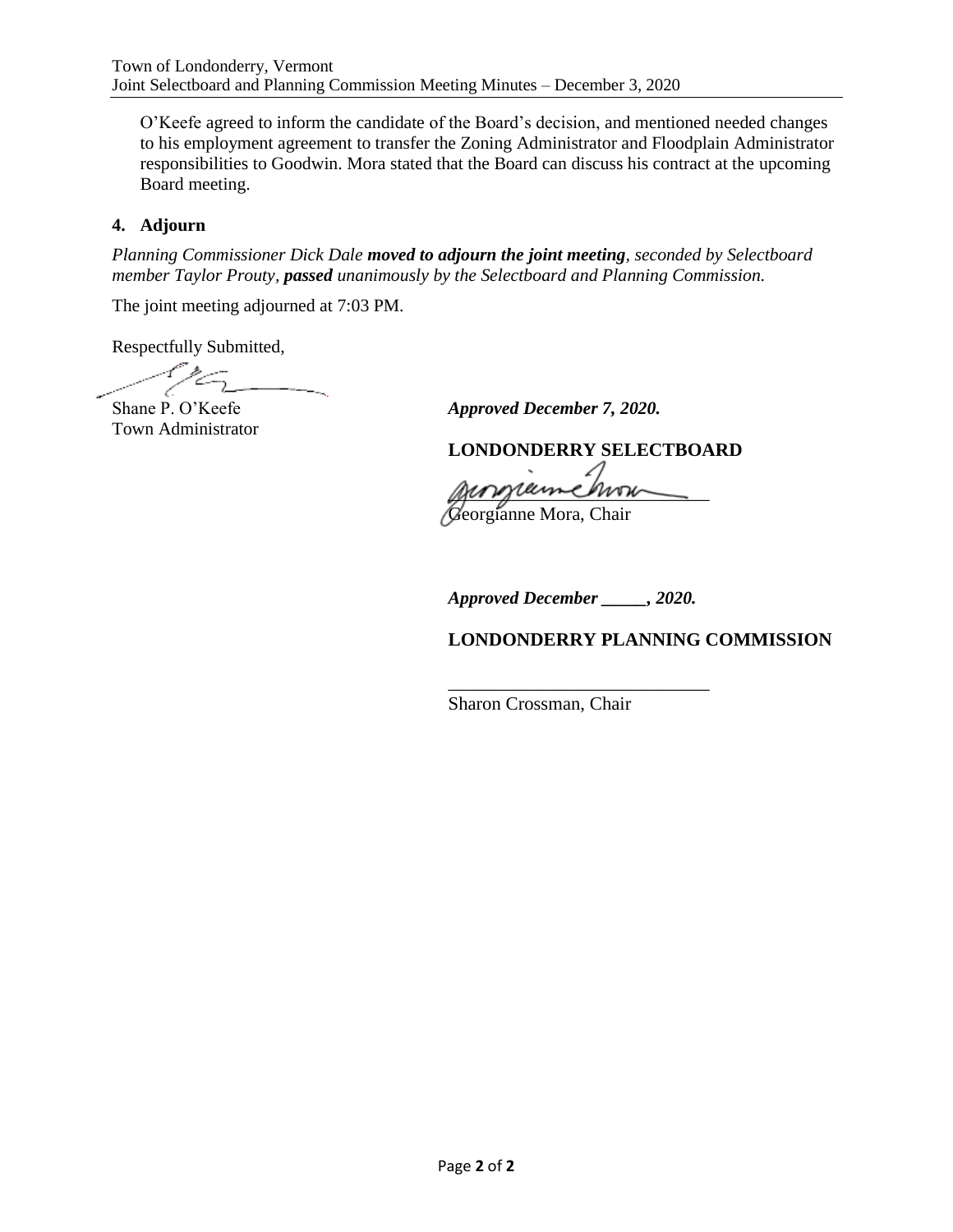O'Keefe agreed to inform the candidate of the Board's decision, and mentioned needed changes to his employment agreement to transfer the Zoning Administrator and Floodplain Administrator responsibilities to Goodwin. Mora stated that the Board can discuss his contract at the upcoming Board meeting.

### 4. Adjourn

*Planning Commissioner Dick Dale* ***moved to adjourn the joint meeting****, seconded by Selectboard member Taylor Prouty,* ***passed*** *unanimously by the Selectboard and Planning Commission.*

The joint meeting adjourned at 7:03 PM.

Respectfully Submitted,

Shane P. O'Keefe
Town Administrator

***Approved December 7, 2020.***

**LONDONDERRY SELECTBOARD**

Georgianne Mora, Chair

***Approved December \_\_\_\_\_, 2020.***

**LONDONDERRY PLANNING COMMISSION**

\_\_\_\_\_\_\_\_\_\_\_\_\_\_\_\_\_\_\_\_\_\_\_\_\_\_\_\_

Sharon Crossman, Chair